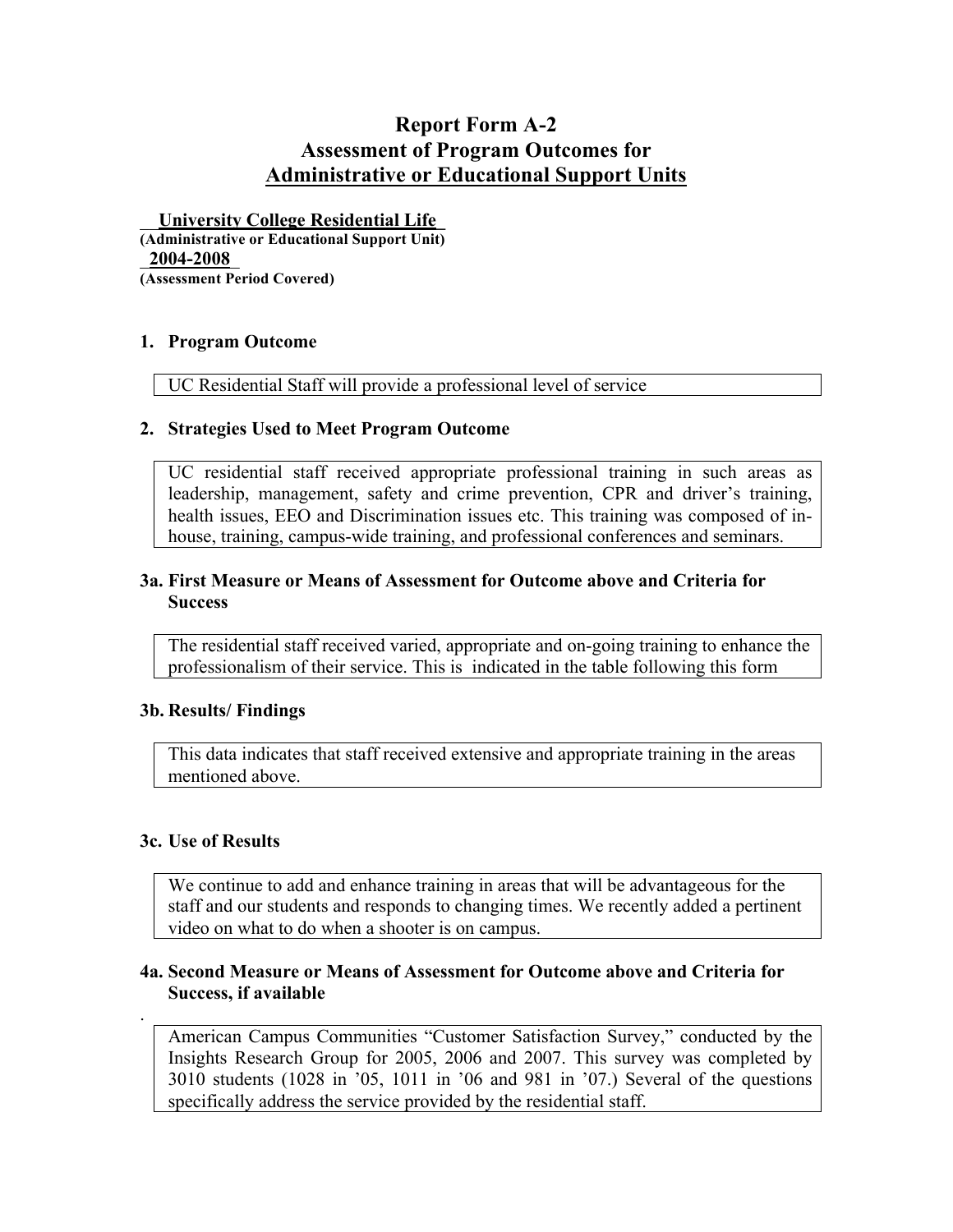# Report Form A-2
# Assessment of Program Outcomes for
# Administrative or Educational Support Units

**University College Residential Life**
**(Administrative or Educational Support Unit)**
**2004-2008**
**(Assessment Period Covered)**

## 1. Program Outcome

UC Residential Staff will provide a professional level of service

## 2. Strategies Used to Meet Program Outcome

UC residential staff received appropriate professional training in such areas as leadership, management, safety and crime prevention, CPR and driver's training, health issues, EEO and Discrimination issues etc. This training was composed of in-house, training, campus-wide training, and professional conferences and seminars.

## 3a. First Measure or Means of Assessment for Outcome above and Criteria for Success

The residential staff received varied, appropriate and on-going training to enhance the professionalism of their service. This is indicated in the table following this form

## 3b. Results/ Findings

This data indicates that staff received extensive and appropriate training in the areas mentioned above.

## 3c. Use of Results

We continue to add and enhance training in areas that will be advantageous for the staff and our students and responds to changing times. We recently added a pertinent video on what to do when a shooter is on campus.

## 4a. Second Measure or Means of Assessment for Outcome above and Criteria for Success, if available

American Campus Communities "Customer Satisfaction Survey," conducted by the Insights Research Group for 2005, 2006 and 2007. This survey was completed by 3010 students (1028 in '05, 1011 in '06 and 981 in '07.) Several of the questions specifically address the service provided by the residential staff.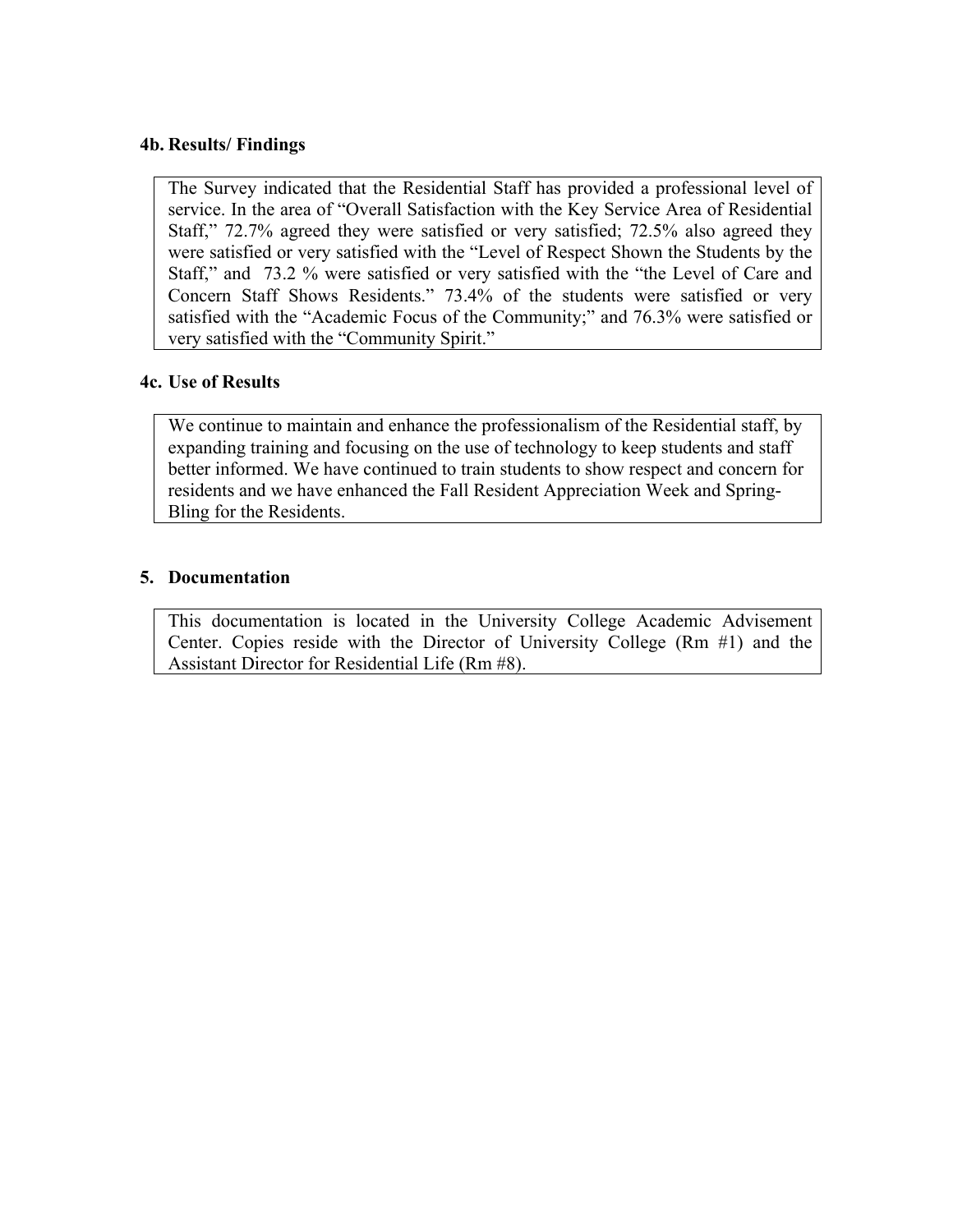### 4b. Results/ Findings

The Survey indicated that the Residential Staff has provided a professional level of service. In the area of "Overall Satisfaction with the Key Service Area of Residential Staff," 72.7% agreed they were satisfied or very satisfied; 72.5% also agreed they were satisfied or very satisfied with the "Level of Respect Shown the Students by the Staff," and 73.2 % were satisfied or very satisfied with the "the Level of Care and Concern Staff Shows Residents." 73.4% of the students were satisfied or very satisfied with the "Academic Focus of the Community;" and 76.3% were satisfied or very satisfied with the "Community Spirit."

### 4c. Use of Results

We continue to maintain and enhance the professionalism of the Residential staff, by expanding training and focusing on the use of technology to keep students and staff better informed. We have continued to train students to show respect and concern for residents and we have enhanced the Fall Resident Appreciation Week and Spring-Bling for the Residents.

### 5. Documentation

This documentation is located in the University College Academic Advisement Center. Copies reside with the Director of University College (Rm #1) and the Assistant Director for Residential Life (Rm #8).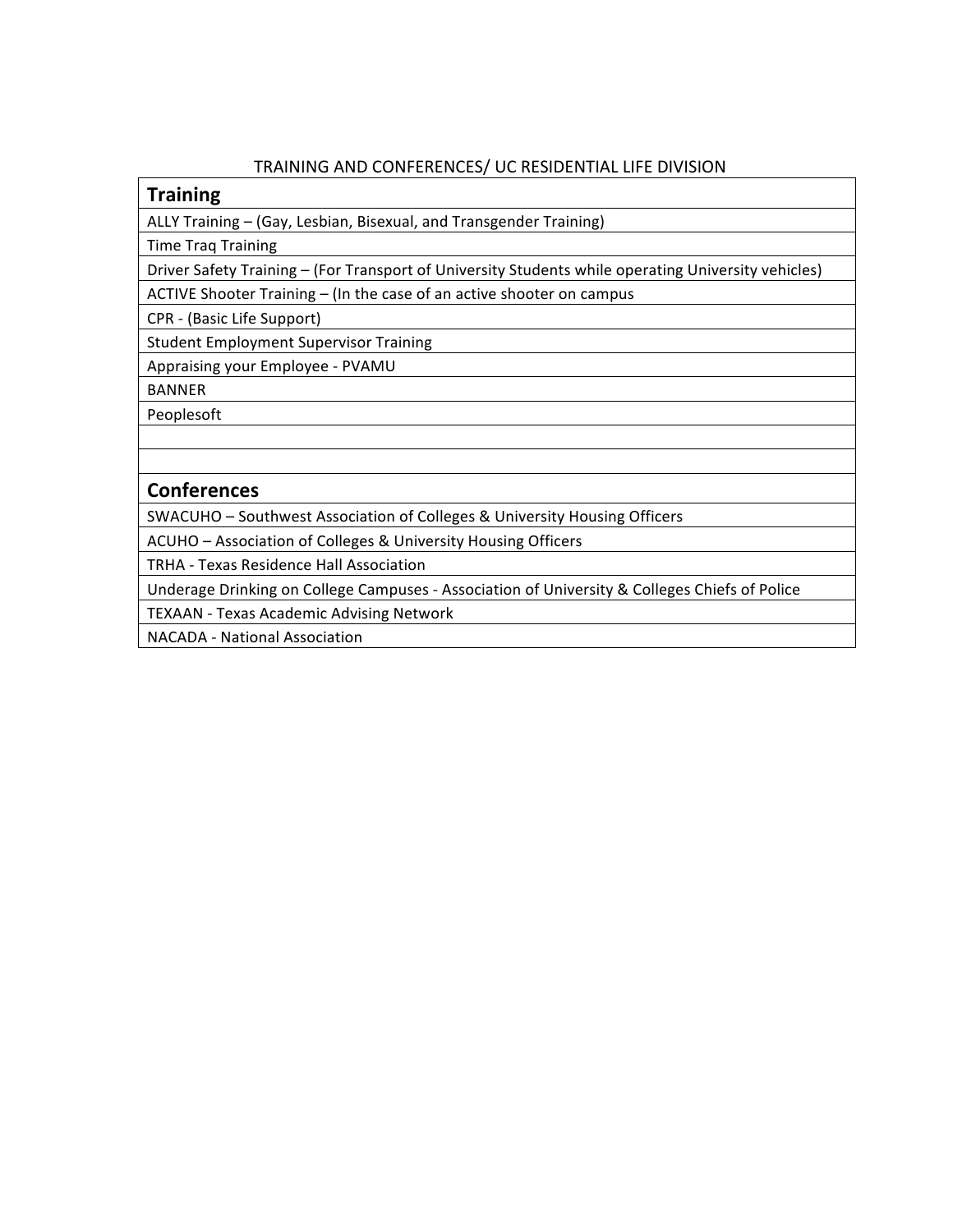TRAINING AND CONFERENCES/ UC RESIDENTIAL LIFE DIVISION

| **Training** |
|---|
| ALLY Training – (Gay, Lesbian, Bisexual, and Transgender Training) |
| Time Traq Training |
| Driver Safety Training – (For Transport of University Students while operating University vehicles) |
| ACTIVE Shooter Training – (In the case of an active shooter on campus |
| CPR - (Basic Life Support) |
| Student Employment Supervisor Training |
| Appraising your Employee - PVAMU |
| BANNER |
| Peoplesoft |
| |
| |
| **Conferences** |
| SWACUHO – Southwest Association of Colleges & University Housing Officers |
| ACUHO – Association of Colleges & University Housing Officers |
| TRHA - Texas Residence Hall Association |
| Underage Drinking on College Campuses - Association of University & Colleges Chiefs of Police |
| TEXAAN - Texas Academic Advising Network |
| NACADA - National Association |